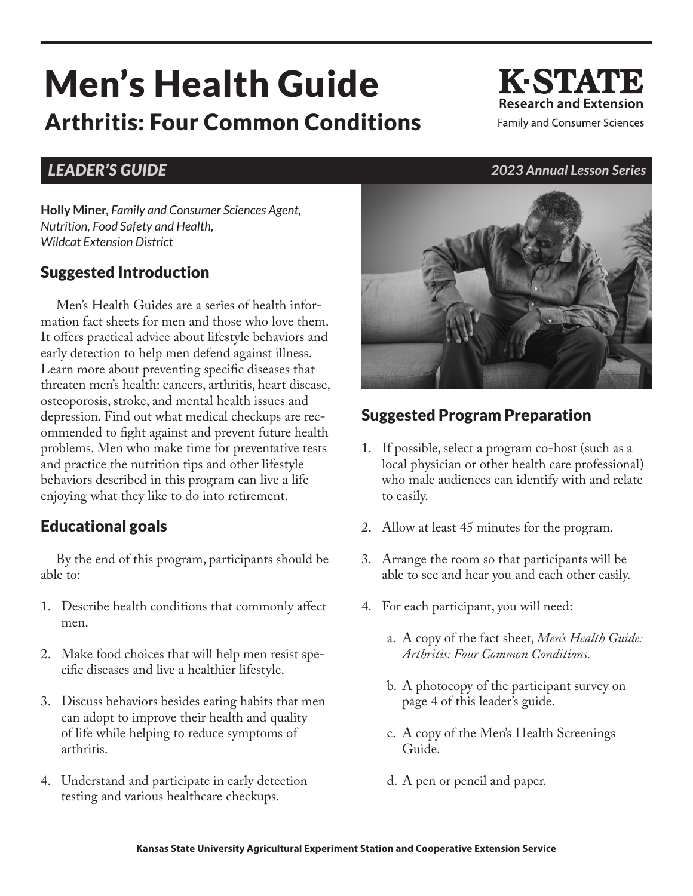# Men's Health Guide

## Arthritis: Four Common Conditions

K-STATE Research and Extension
Family and Consumer Sciences

***LEADER'S GUIDE*** ***2023 Annual Lesson Series***

**Holly Miner,** *Family and Consumer Sciences Agent, Nutrition, Food Safety and Health, Wildcat Extension District*

## Suggested Introduction

Men's Health Guides are a series of health information fact sheets for men and those who love them. It offers practical advice about lifestyle behaviors and early detection to help men defend against illness. Learn more about preventing specific diseases that threaten men's health: cancers, arthritis, heart disease, osteoporosis, stroke, and mental health issues and depression. Find out what medical checkups are recommended to fight against and prevent future health problems. Men who make time for preventative tests and practice the nutrition tips and other lifestyle behaviors described in this program can live a life enjoying what they like to do into retirement.

## Educational goals

By the end of this program, participants should be able to:

1. Describe health conditions that commonly affect men.
2. Make food choices that will help men resist specific diseases and live a healthier lifestyle.
3. Discuss behaviors besides eating habits that men can adopt to improve their health and quality of life while helping to reduce symptoms of arthritis.
4. Understand and participate in early detection testing and various healthcare checkups.

## Suggested Program Preparation

1. If possible, select a program co-host (such as a local physician or other health care professional) who male audiences can identify with and relate to easily.
2. Allow at least 45 minutes for the program.
3. Arrange the room so that participants will be able to see and hear you and each other easily.
4. For each participant, you will need:
   a. A copy of the fact sheet, *Men's Health Guide: Arthritis: Four Common Conditions.*
   b. A photocopy of the participant survey on page 4 of this leader's guide.
   c. A copy of the Men's Health Screenings Guide.
   d. A pen or pencil and paper.

Kansas State University Agricultural Experiment Station and Cooperative Extension Service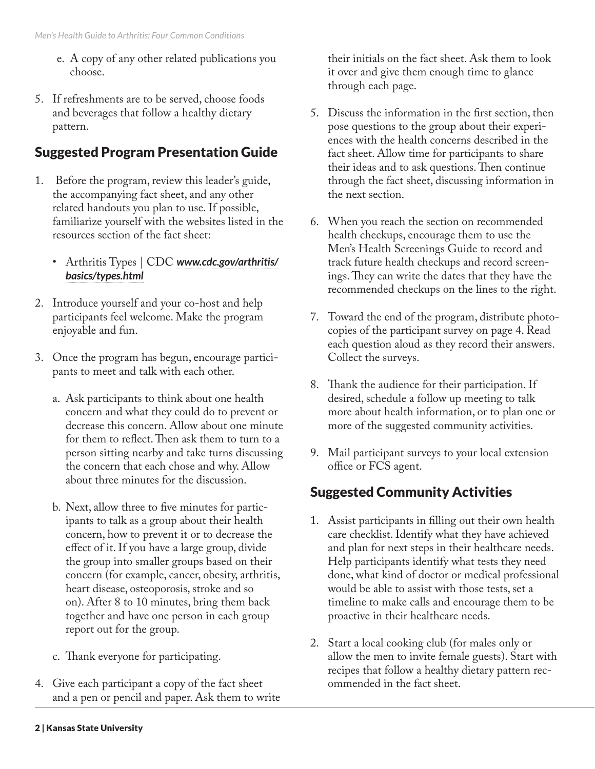e. A copy of any other related publications you choose.

5. If refreshments are to be served, choose foods and beverages that follow a healthy dietary pattern.

## Suggested Program Presentation Guide

1. Before the program, review this leader's guide, the accompanying fact sheet, and any other related handouts you plan to use. If possible, familiarize yourself with the websites listed in the resources section of the fact sheet:
   - Arthritis Types | CDC *www.cdc.gov/arthritis/basics/types.html*
2. Introduce yourself and your co-host and help participants feel welcome. Make the program enjoyable and fun.
3. Once the program has begun, encourage participants to meet and talk with each other.
   a. Ask participants to think about one health concern and what they could do to prevent or decrease this concern. Allow about one minute for them to reflect. Then ask them to turn to a person sitting nearby and take turns discussing the concern that each chose and why. Allow about three minutes for the discussion.
   b. Next, allow three to five minutes for participants to talk as a group about their health concern, how to prevent it or to decrease the effect of it. If you have a large group, divide the group into smaller groups based on their concern (for example, cancer, obesity, arthritis, heart disease, osteoporosis, stroke and so on). After 8 to 10 minutes, bring them back together and have one person in each group report out for the group.
   c. Thank everyone for participating.
4. Give each participant a copy of the fact sheet and a pen or pencil and paper. Ask them to write their initials on the fact sheet. Ask them to look it over and give them enough time to glance through each page.
5. Discuss the information in the first section, then pose questions to the group about their experiences with the health concerns described in the fact sheet. Allow time for participants to share their ideas and to ask questions. Then continue through the fact sheet, discussing information in the next section.
6. When you reach the section on recommended health checkups, encourage them to use the Men's Health Screenings Guide to record and track future health checkups and record screenings. They can write the dates that they have the recommended checkups on the lines to the right.
7. Toward the end of the program, distribute photocopies of the participant survey on page 4. Read each question aloud as they record their answers. Collect the surveys.
8. Thank the audience for their participation. If desired, schedule a follow up meeting to talk more about health information, or to plan one or more of the suggested community activities.
9. Mail participant surveys to your local extension office or FCS agent.

## Suggested Community Activities

1. Assist participants in filling out their own health care checklist. Identify what they have achieved and plan for next steps in their healthcare needs. Help participants identify what tests they need done, what kind of doctor or medical professional would be able to assist with those tests, set a timeline to make calls and encourage them to be proactive in their healthcare needs.
2. Start a local cooking club (for males only or allow the men to invite female guests). Start with recipes that follow a healthy dietary pattern recommended in the fact sheet.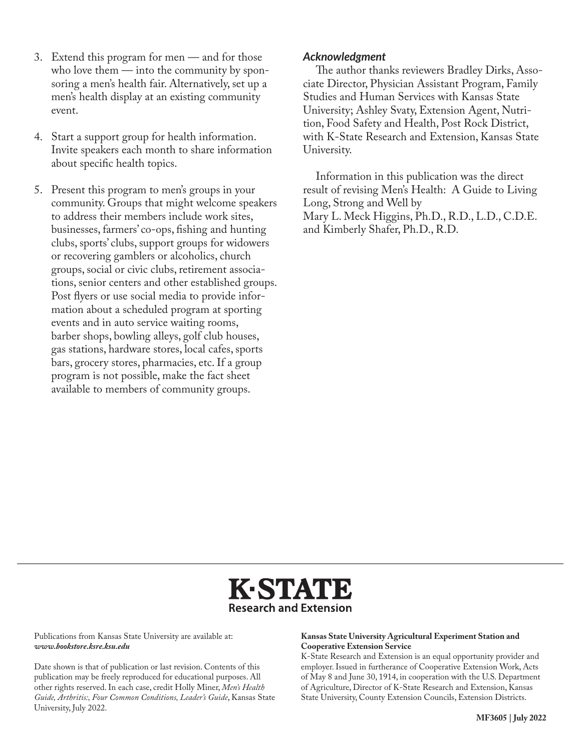3. Extend this program for men — and for those who love them — into the community by sponsoring a men's health fair. Alternatively, set up a men's health display at an existing community event.

4. Start a support group for health information. Invite speakers each month to share information about specific health topics.

5. Present this program to men's groups in your community. Groups that might welcome speakers to address their members include work sites, businesses, farmers' co-ops, fishing and hunting clubs, sports' clubs, support groups for widowers or recovering gamblers or alcoholics, church groups, social or civic clubs, retirement associations, senior centers and other established groups. Post flyers or use social media to provide information about a scheduled program at sporting events and in auto service waiting rooms, barber shops, bowling alleys, golf club houses, gas stations, hardware stores, local cafes, sports bars, grocery stores, pharmacies, etc. If a group program is not possible, make the fact sheet available to members of community groups.

### *Acknowledgment*

The author thanks reviewers Bradley Dirks, Associate Director, Physician Assistant Program, Family Studies and Human Services with Kansas State University; Ashley Svaty, Extension Agent, Nutrition, Food Safety and Health, Post Rock District, with K-State Research and Extension, Kansas State University.

Information in this publication was the direct result of revising Men's Health: A Guide to Living Long, Strong and Well by Mary L. Meck Higgins, Ph.D., R.D., L.D., C.D.E. and Kimberly Shafer, Ph.D., R.D.

**K·STATE**
**Research and Extension**

Publications from Kansas State University are available at: ***www.bookstore.ksre.ksu.edu***

Date shown is that of publication or last revision. Contents of this publication may be freely reproduced for educational purposes. All other rights reserved. In each case, credit Holly Miner, *Men's Health Guide, Arthritis:, Four Common Conditions, Leader's Guide*, Kansas State University, July 2022.

**Kansas State University Agricultural Experiment Station and Cooperative Extension Service**
K-State Research and Extension is an equal opportunity provider and employer. Issued in furtherance of Cooperative Extension Work, Acts of May 8 and June 30, 1914, in cooperation with the U.S. Department of Agriculture, Director of K-State Research and Extension, Kansas State University, County Extension Councils, Extension Districts.

**MF3605 | July 2022**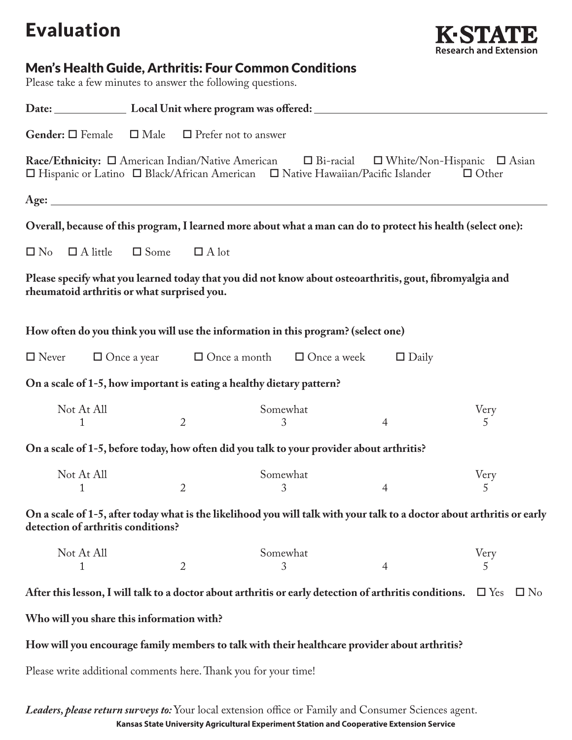# Evaluation

K·STATE
Research and Extension

## Men's Health Guide, Arthritis: Four Common Conditions

Please take a few minutes to answer the following questions.

**Date:** ____________ **Local Unit where program was offered:** ________________________________________

**Gender:** ☐ Female ☐ Male ☐ Prefer not to answer

**Race/Ethnicity:** ☐ American Indian/Native American ☐ Bi-racial ☐ White/Non-Hispanic ☐ Asian ☐ Hispanic or Latino ☐ Black/African American ☐ Native Hawaiian/Pacific Islander ☐ Other

**Age:** ________________________________________________________________________________

**Overall, because of this program, I learned more about what a man can do to protect his health (select one):**

☐ No ☐ A little ☐ Some ☐ A lot

**Please specify what you learned today that you did not know about osteoarthritis, gout, fibromyalgia and rheumatoid arthritis or what surprised you.**

**How often do you think you will use the information in this program? (select one)**

☐ Never ☐ Once a year ☐ Once a month ☐ Once a week ☐ Daily

**On a scale of 1-5, how important is eating a healthy dietary pattern?**

| Not At All | | Somewhat | | Very |
|---|---|---|---|---|
| 1 | 2 | 3 | 4 | 5 |

**On a scale of 1-5, before today, how often did you talk to your provider about arthritis?**

| Not At All | | Somewhat | | Very |
|---|---|---|---|---|
| 1 | 2 | 3 | 4 | 5 |

**On a scale of 1-5, after today what is the likelihood you will talk with your talk to a doctor about arthritis or early detection of arthritis conditions?**

| Not At All | | Somewhat | | Very |
|---|---|---|---|---|
| 1 | 2 | 3 | 4 | 5 |

**After this lesson, I will talk to a doctor about arthritis or early detection of arthritis conditions.** ☐ Yes ☐ No

**Who will you share this information with?**

**How will you encourage family members to talk with their healthcare provider about arthritis?**

Please write additional comments here. Thank you for your time!

***Leaders, please return surveys to:*** Your local extension office or Family and Consumer Sciences agent.

**Kansas State University Agricultural Experiment Station and Cooperative Extension Service**